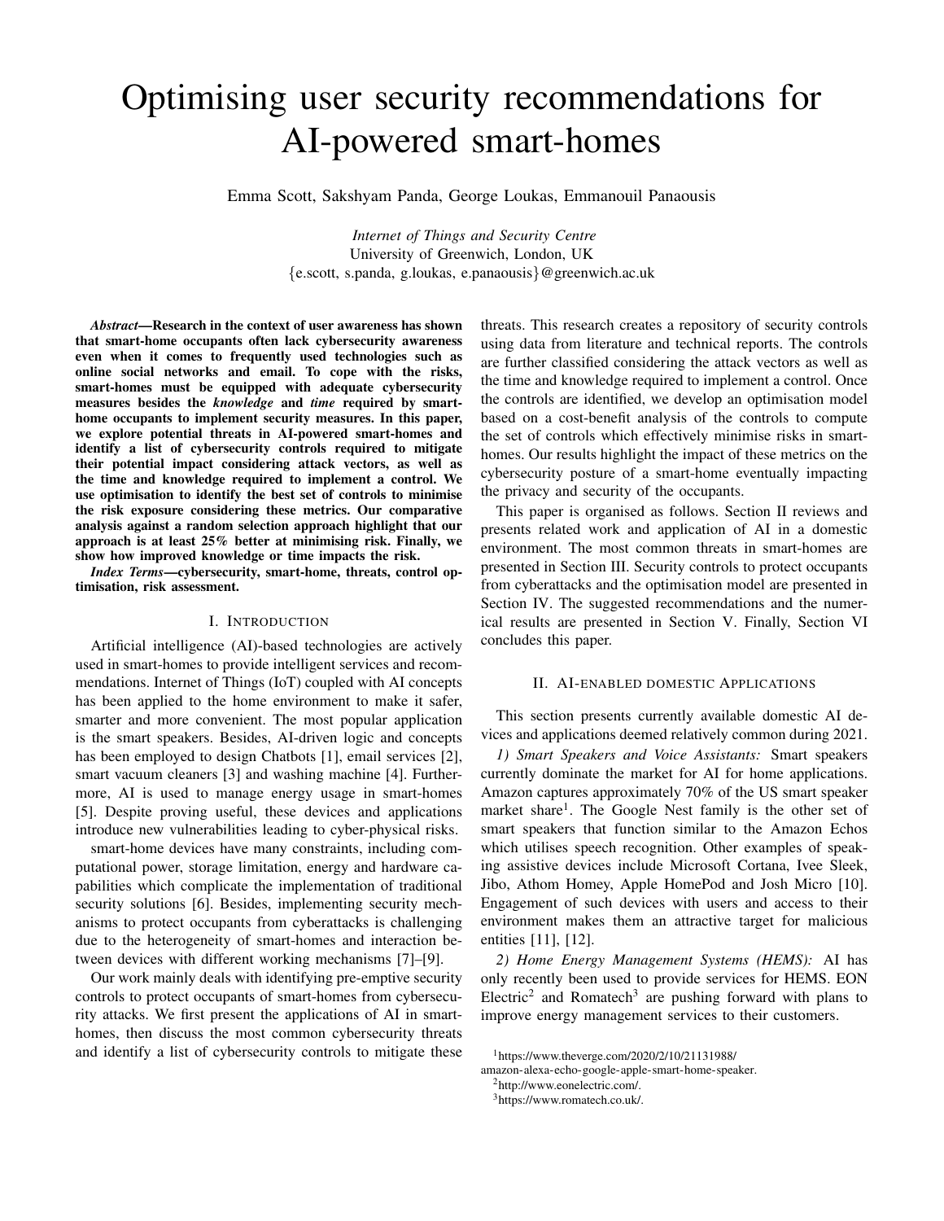# Optimising user security recommendations for AI-powered smart-homes

Emma Scott, Sakshyam Panda, George Loukas, Emmanouil Panaousis

*Internet of Things and Security Centre*
University of Greenwich, London, UK
{e.scott, s.panda, g.loukas, e.panaousis}@greenwich.ac.uk

***Abstract*—Research in the context of user awareness has shown that smart-home occupants often lack cybersecurity awareness even when it comes to frequently used technologies such as online social networks and email. To cope with the risks, smart-homes must be equipped with adequate cybersecurity measures besides the *knowledge* and *time* required by smart-home occupants to implement security measures. In this paper, we explore potential threats in AI-powered smart-homes and identify a list of cybersecurity controls required to mitigate their potential impact considering attack vectors, as well as the time and knowledge required to implement a control. We use optimisation to identify the best set of controls to minimise the risk exposure considering these metrics. Our comparative analysis against a random selection approach highlight that our approach is at least 25% better at minimising risk. Finally, we show how improved knowledge or time impacts the risk.**

***Index Terms*—cybersecurity, smart-home, threats, control optimisation, risk assessment.**

## I. Introduction

Artificial intelligence (AI)-based technologies are actively used in smart-homes to provide intelligent services and recommendations. Internet of Things (IoT) coupled with AI concepts has been applied to the home environment to make it safer, smarter and more convenient. The most popular application is the smart speakers. Besides, AI-driven logic and concepts has been employed to design Chatbots [1], email services [2], smart vacuum cleaners [3] and washing machine [4]. Furthermore, AI is used to manage energy usage in smart-homes [5]. Despite proving useful, these devices and applications introduce new vulnerabilities leading to cyber-physical risks.

smart-home devices have many constraints, including computational power, storage limitation, energy and hardware capabilities which complicate the implementation of traditional security solutions [6]. Besides, implementing security mechanisms to protect occupants from cyberattacks is challenging due to the heterogeneity of smart-homes and interaction between devices with different working mechanisms [7]–[9].

Our work mainly deals with identifying pre-emptive security controls to protect occupants of smart-homes from cybersecurity attacks. We first present the applications of AI in smart-homes, then discuss the most common cybersecurity threats and identify a list of cybersecurity controls to mitigate these threats. This research creates a repository of security controls using data from literature and technical reports. The controls are further classified considering the attack vectors as well as the time and knowledge required to implement a control. Once the controls are identified, we develop an optimisation model based on a cost-benefit analysis of the controls to compute the set of controls which effectively minimise risks in smart-homes. Our results highlight the impact of these metrics on the cybersecurity posture of a smart-home eventually impacting the privacy and security of the occupants.

This paper is organised as follows. Section II reviews and presents related work and application of AI in a domestic environment. The most common threats in smart-homes are presented in Section III. Security controls to protect occupants from cyberattacks and the optimisation model are presented in Section IV. The suggested recommendations and the numerical results are presented in Section V. Finally, Section VI concludes this paper.

## II. AI-enabled domestic Applications

This section presents currently available domestic AI devices and applications deemed relatively common during 2021.

*1) Smart Speakers and Voice Assistants:* Smart speakers currently dominate the market for AI for home applications. Amazon captures approximately 70% of the US smart speaker market share[1]. The Google Nest family is the other set of smart speakers that function similar to the Amazon Echos which utilises speech recognition. Other examples of speaking assistive devices include Microsoft Cortana, Ivee Sleek, Jibo, Athom Homey, Apple HomePod and Josh Micro [10]. Engagement of such devices with users and access to their environment makes them an attractive target for malicious entities [11], [12].

*2) Home Energy Management Systems (HEMS):* AI has only recently been used to provide services for HEMS. EON Electric[2] and Romatech[3] are pushing forward with plans to improve energy management services to their customers.

[1] https://www.theverge.com/2020/2/10/21131988/amazon-alexa-echo-google-apple-smart-home-speaker.

[2] http://www.eonelectric.com/.

[3] https://www.romatech.co.uk/.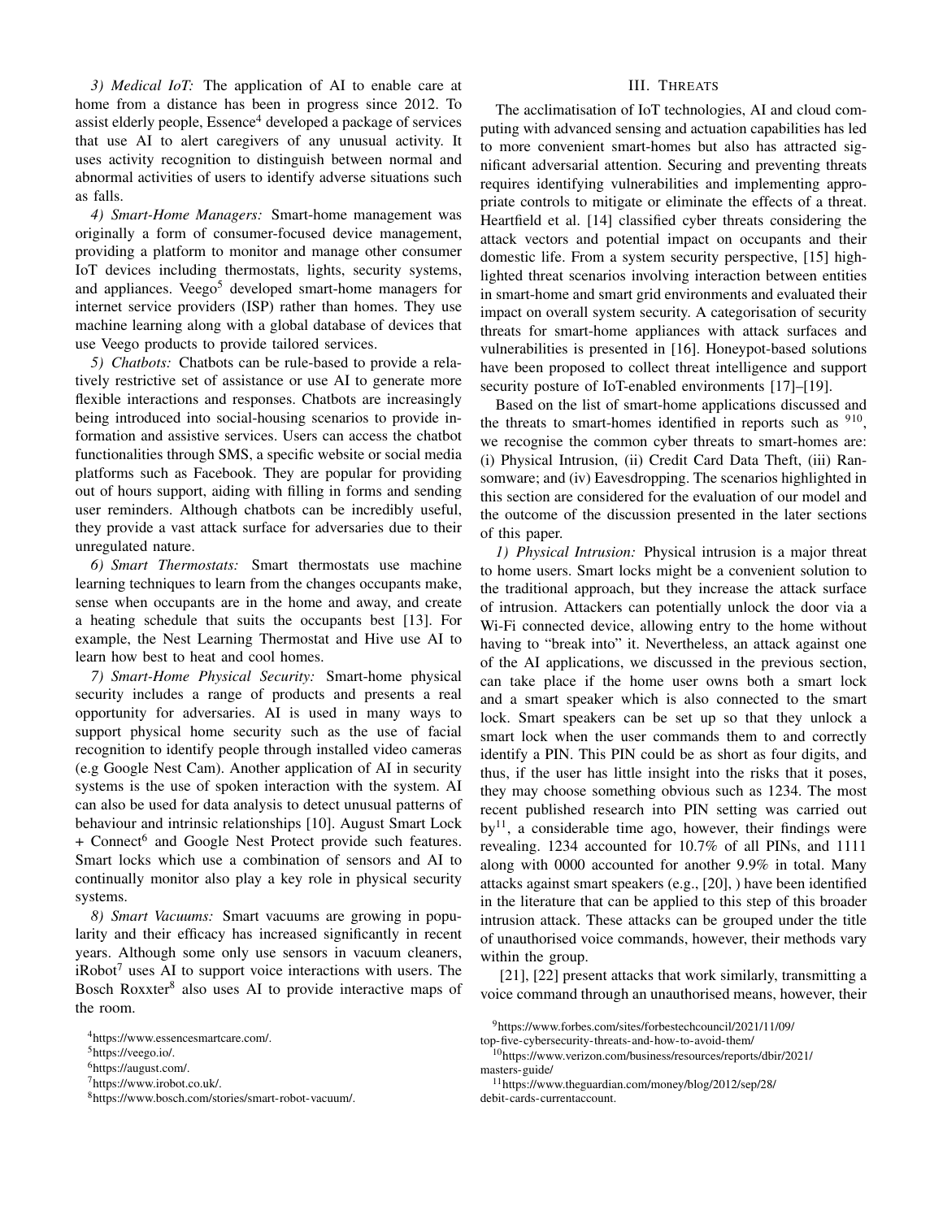*3) Medical IoT:* The application of AI to enable care at home from a distance has been in progress since 2012. To assist elderly people, Essence[4] developed a package of services that use AI to alert caregivers of any unusual activity. It uses activity recognition to distinguish between normal and abnormal activities of users to identify adverse situations such as falls.

*4) Smart-Home Managers:* Smart-home management was originally a form of consumer-focused device management, providing a platform to monitor and manage other consumer IoT devices including thermostats, lights, security systems, and appliances. Veego[5] developed smart-home managers for internet service providers (ISP) rather than homes. They use machine learning along with a global database of devices that use Veego products to provide tailored services.

*5) Chatbots:* Chatbots can be rule-based to provide a relatively restrictive set of assistance or use AI to generate more flexible interactions and responses. Chatbots are increasingly being introduced into social-housing scenarios to provide information and assistive services. Users can access the chatbot functionalities through SMS, a specific website or social media platforms such as Facebook. They are popular for providing out of hours support, aiding with filling in forms and sending user reminders. Although chatbots can be incredibly useful, they provide a vast attack surface for adversaries due to their unregulated nature.

*6) Smart Thermostats:* Smart thermostats use machine learning techniques to learn from the changes occupants make, sense when occupants are in the home and away, and create a heating schedule that suits the occupants best [13]. For example, the Nest Learning Thermostat and Hive use AI to learn how best to heat and cool homes.

*7) Smart-Home Physical Security:* Smart-home physical security includes a range of products and presents a real opportunity for adversaries. AI is used in many ways to support physical home security such as the use of facial recognition to identify people through installed video cameras (e.g Google Nest Cam). Another application of AI in security systems is the use of spoken interaction with the system. AI can also be used for data analysis to detect unusual patterns of behaviour and intrinsic relationships [10]. August Smart Lock + Connect[6] and Google Nest Protect provide such features. Smart locks which use a combination of sensors and AI to continually monitor also play a key role in physical security systems.

*8) Smart Vacuums:* Smart vacuums are growing in popularity and their efficacy has increased significantly in recent years. Although some only use sensors in vacuum cleaners, iRobot[7] uses AI to support voice interactions with users. The Bosch Roxxter[8] also uses AI to provide interactive maps of the room.

[4]https://www.essencesmartcare.com/.

[5]https://veego.io/.

[6]https://august.com/.

[7]https://www.irobot.co.uk/.

[8]https://www.bosch.com/stories/smart-robot-vacuum/.

## III. Threats

The acclimatisation of IoT technologies, AI and cloud computing with advanced sensing and actuation capabilities has led to more convenient smart-homes but also has attracted significant adversarial attention. Securing and preventing threats requires identifying vulnerabilities and implementing appropriate controls to mitigate or eliminate the effects of a threat. Heartfield et al. [14] classified cyber threats considering the attack vectors and potential impact on occupants and their domestic life. From a system security perspective, [15] highlighted threat scenarios involving interaction between entities in smart-home and smart grid environments and evaluated their impact on overall system security. A categorisation of security threats for smart-home appliances with attack surfaces and vulnerabilities is presented in [16]. Honeypot-based solutions have been proposed to collect threat intelligence and support security posture of IoT-enabled environments [17]–[19].

Based on the list of smart-home applications discussed and the threats to smart-homes identified in reports such as [9][10], we recognise the common cyber threats to smart-homes are: (i) Physical Intrusion, (ii) Credit Card Data Theft, (iii) Ransomware; and (iv) Eavesdropping. The scenarios highlighted in this section are considered for the evaluation of our model and the outcome of the discussion presented in the later sections of this paper.

*1) Physical Intrusion:* Physical intrusion is a major threat to home users. Smart locks might be a convenient solution to the traditional approach, but they increase the attack surface of intrusion. Attackers can potentially unlock the door via a Wi-Fi connected device, allowing entry to the home without having to "break into" it. Nevertheless, an attack against one of the AI applications, we discussed in the previous section, can take place if the home user owns both a smart lock and a smart speaker which is also connected to the smart lock. Smart speakers can be set up so that they unlock a smart lock when the user commands them to and correctly identify a PIN. This PIN could be as short as four digits, and thus, if the user has little insight into the risks that it poses, they may choose something obvious such as 1234. The most recent published research into PIN setting was carried out by[11], a considerable time ago, however, their findings were revealing. 1234 accounted for 10.7% of all PINs, and 1111 along with 0000 accounted for another 9.9% in total. Many attacks against smart speakers (e.g., [20], ) have been identified in the literature that can be applied to this step of this broader intrusion attack. These attacks can be grouped under the title of unauthorised voice commands, however, their methods vary within the group.

[21], [22] present attacks that work similarly, transmitting a voice command through an unauthorised means, however, their

[9]https://www.forbes.com/sites/forbestechcouncil/2021/11/09/top-five-cybersecurity-threats-and-how-to-avoid-them/

[10]https://www.verizon.com/business/resources/reports/dbir/2021/masters-guide/

[11]https://www.theguardian.com/money/blog/2012/sep/28/debit-cards-currentaccount.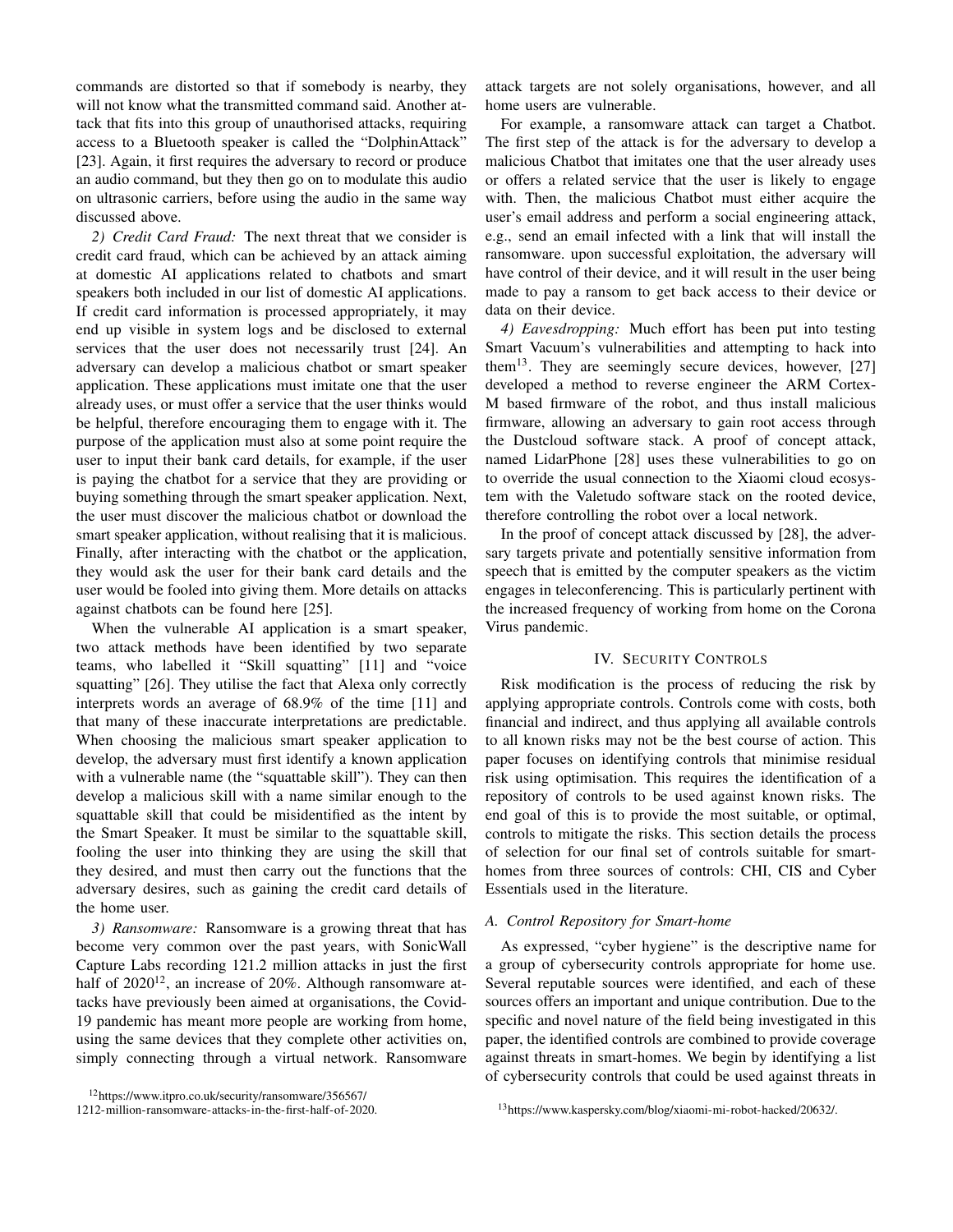commands are distorted so that if somebody is nearby, they will not know what the transmitted command said. Another attack that fits into this group of unauthorised attacks, requiring access to a Bluetooth speaker is called the "DolphinAttack" [23]. Again, it first requires the adversary to record or produce an audio command, but they then go on to modulate this audio on ultrasonic carriers, before using the audio in the same way discussed above.

*2) Credit Card Fraud:* The next threat that we consider is credit card fraud, which can be achieved by an attack aiming at domestic AI applications related to chatbots and smart speakers both included in our list of domestic AI applications. If credit card information is processed appropriately, it may end up visible in system logs and be disclosed to external services that the user does not necessarily trust [24]. An adversary can develop a malicious chatbot or smart speaker application. These applications must imitate one that the user already uses, or must offer a service that the user thinks would be helpful, therefore encouraging them to engage with it. The purpose of the application must also at some point require the user to input their bank card details, for example, if the user is paying the chatbot for a service that they are providing or buying something through the smart speaker application. Next, the user must discover the malicious chatbot or download the smart speaker application, without realising that it is malicious. Finally, after interacting with the chatbot or the application, they would ask the user for their bank card details and the user would be fooled into giving them. More details on attacks against chatbots can be found here [25].

When the vulnerable AI application is a smart speaker, two attack methods have been identified by two separate teams, who labelled it "Skill squatting" [11] and "voice squatting" [26]. They utilise the fact that Alexa only correctly interprets words an average of 68.9% of the time [11] and that many of these inaccurate interpretations are predictable. When choosing the malicious smart speaker application to develop, the adversary must first identify a known application with a vulnerable name (the "squattable skill"). They can then develop a malicious skill with a name similar enough to the squattable skill that could be misidentified as the intent by the Smart Speaker. It must be similar to the squattable skill, fooling the user into thinking they are using the skill that they desired, and must then carry out the functions that the adversary desires, such as gaining the credit card details of the home user.

*3) Ransomware:* Ransomware is a growing threat that has become very common over the past years, with SonicWall Capture Labs recording 121.2 million attacks in just the first half of 2020[12], an increase of 20%. Although ransomware attacks have previously been aimed at organisations, the Covid-19 pandemic has meant more people are working from home, using the same devices that they complete other activities on, simply connecting through a virtual network. Ransomware attack targets are not solely organisations, however, and all home users are vulnerable.

For example, a ransomware attack can target a Chatbot. The first step of the attack is for the adversary to develop a malicious Chatbot that imitates one that the user already uses or offers a related service that the user is likely to engage with. Then, the malicious Chatbot must either acquire the user's email address and perform a social engineering attack, e.g., send an email infected with a link that will install the ransomware. upon successful exploitation, the adversary will have control of their device, and it will result in the user being made to pay a ransom to get back access to their device or data on their device.

*4) Eavesdropping:* Much effort has been put into testing Smart Vacuum's vulnerabilities and attempting to hack into them[13]. They are seemingly secure devices, however, [27] developed a method to reverse engineer the ARM Cortex-M based firmware of the robot, and thus install malicious firmware, allowing an adversary to gain root access through the Dustcloud software stack. A proof of concept attack, named LidarPhone [28] uses these vulnerabilities to go on to override the usual connection to the Xiaomi cloud ecosystem with the Valetudo software stack on the rooted device, therefore controlling the robot over a local network.

In the proof of concept attack discussed by [28], the adversary targets private and potentially sensitive information from speech that is emitted by the computer speakers as the victim engages in teleconferencing. This is particularly pertinent with the increased frequency of working from home on the Corona Virus pandemic.

## IV. Security Controls

Risk modification is the process of reducing the risk by applying appropriate controls. Controls come with costs, both financial and indirect, and thus applying all available controls to all known risks may not be the best course of action. This paper focuses on identifying controls that minimise residual risk using optimisation. This requires the identification of a repository of controls to be used against known risks. The end goal of this is to provide the most suitable, or optimal, controls to mitigate the risks. This section details the process of selection for our final set of controls suitable for smart-homes from three sources of controls: CHI, CIS and Cyber Essentials used in the literature.

### A. Control Repository for Smart-home

As expressed, "cyber hygiene" is the descriptive name for a group of cybersecurity controls appropriate for home use. Several reputable sources were identified, and each of these sources offers an important and unique contribution. Due to the specific and novel nature of the field being investigated in this paper, the identified controls are combined to provide coverage against threats in smart-homes. We begin by identifying a list of cybersecurity controls that could be used against threats in

[12] https://www.itpro.co.uk/security/ransomware/356567/1212-million-ransomware-attacks-in-the-first-half-of-2020.

[13] https://www.kaspersky.com/blog/xiaomi-mi-robot-hacked/20632/.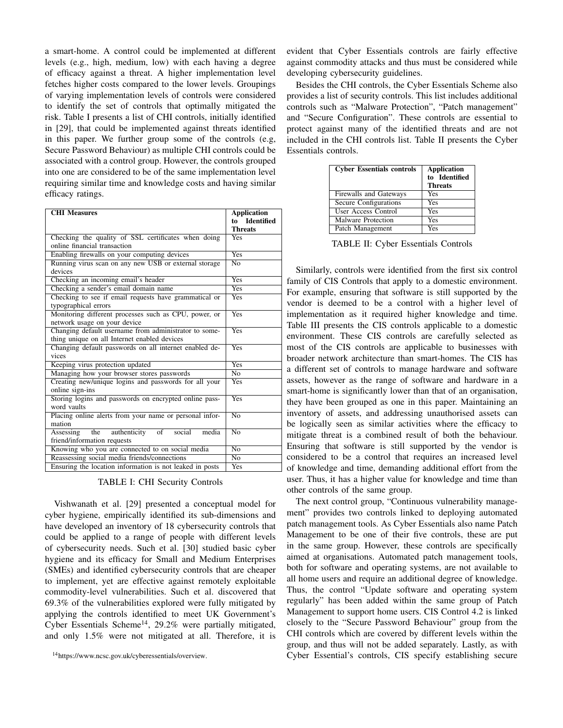a smart-home. A control could be implemented at different levels (e.g., high, medium, low) with each having a degree of efficacy against a threat. A higher implementation level fetches higher costs compared to the lower levels. Groupings of varying implementation levels of controls were considered to identify the set of controls that optimally mitigated the risk. Table I presents a list of CHI controls, initially identified in [29], that could be implemented against threats identified in this paper. We further group some of the controls (e.g, Secure Password Behaviour) as multiple CHI controls could be associated with a control group. However, the controls grouped into one are considered to be of the same implementation level requiring similar time and knowledge costs and having similar efficacy ratings.

| CHI Measures | Application to Identified Threats |
|---|---|
| Checking the quality of SSL certificates when doing online financial transaction | Yes |
| Enabling firewalls on your computing devices | Yes |
| Running virus scan on any new USB or external storage devices | No |
| Checking an incoming email's header | Yes |
| Checking a sender's email domain name | Yes |
| Checking to see if email requests have grammatical or typographical errors | Yes |
| Monitoring different processes such as CPU, power, or network usage on your device | Yes |
| Changing default username from administrator to something unique on all Internet enabled devices | Yes |
| Changing default passwords on all internet enabled devices | Yes |
| Keeping virus protection updated | Yes |
| Managing how your browser stores passwords | No |
| Creating new/unique logins and passwords for all your online sign-ins | Yes |
| Storing logins and passwords on encrypted online password vaults | Yes |
| Placing online alerts from your name or personal information | No |
| Assessing the authenticity of social media friend/information requests | No |
| Knowing who you are connected to on social media | No |
| Reassessing social media friends/connections | No |
| Ensuring the location information is not leaked in posts | Yes |

TABLE I: CHI Security Controls

Vishwanath et al. [29] presented a conceptual model for cyber hygiene, empirically identified its sub-dimensions and have developed an inventory of 18 cybersecurity controls that could be applied to a range of people with different levels of cybersecurity needs. Such et al. [30] studied basic cyber hygiene and its efficacy for Small and Medium Enterprises (SMEs) and identified cybersecurity controls that are cheaper to implement, yet are effective against remotely exploitable commodity-level vulnerabilities. Such et al. discovered that 69.3% of the vulnerabilities explored were fully mitigated by applying the controls identified to meet UK Government's Cyber Essentials Scheme[14], 29.2% were partially mitigated, and only 1.5% were not mitigated at all. Therefore, it is evident that Cyber Essentials controls are fairly effective against commodity attacks and thus must be considered while developing cybersecurity guidelines.

[14] https://www.ncsc.gov.uk/cyberessentials/overview.

Besides the CHI controls, the Cyber Essentials Scheme also provides a list of security controls. This list includes additional controls such as "Malware Protection", "Patch management" and "Secure Configuration". These controls are essential to protect against many of the identified threats and are not included in the CHI controls list. Table II presents the Cyber Essentials controls.

| Cyber Essentials controls | Application to Identified Threats |
|---|---|
| Firewalls and Gateways | Yes |
| Secure Configurations | Yes |
| User Access Control | Yes |
| Malware Protection | Yes |
| Patch Management | Yes |

TABLE II: Cyber Essentials Controls

Similarly, controls were identified from the first six control family of CIS Controls that apply to a domestic environment. For example, ensuring that software is still supported by the vendor is deemed to be a control with a higher level of implementation as it required higher knowledge and time. Table III presents the CIS controls applicable to a domestic environment. These CIS controls are carefully selected as most of the CIS controls are applicable to businesses with broader network architecture than smart-homes. The CIS has a different set of controls to manage hardware and software assets, however as the range of software and hardware in a smart-home is significantly lower than that of an organisation, they have been grouped as one in this paper. Maintaining an inventory of assets, and addressing unauthorised assets can be logically seen as similar activities where the efficacy to mitigate threat is a combined result of both the behaviour. Ensuring that software is still supported by the vendor is considered to be a control that requires an increased level of knowledge and time, demanding additional effort from the user. Thus, it has a higher value for knowledge and time than other controls of the same group.

The next control group, "Continuous vulnerability management" provides two controls linked to deploying automated patch management tools. As Cyber Essentials also name Patch Management to be one of their five controls, these are put in the same group. However, these controls are specifically aimed at organisations. Automated patch management tools, both for software and operating systems, are not available to all home users and require an additional degree of knowledge. Thus, the control "Update software and operating system regularly" has been added within the same group of Patch Management to support home users. CIS Control 4.2 is linked closely to the "Secure Password Behaviour" group from the CHI controls which are covered by different levels within the group, and thus will not be added separately. Lastly, as with Cyber Essential's controls, CIS specify establishing secure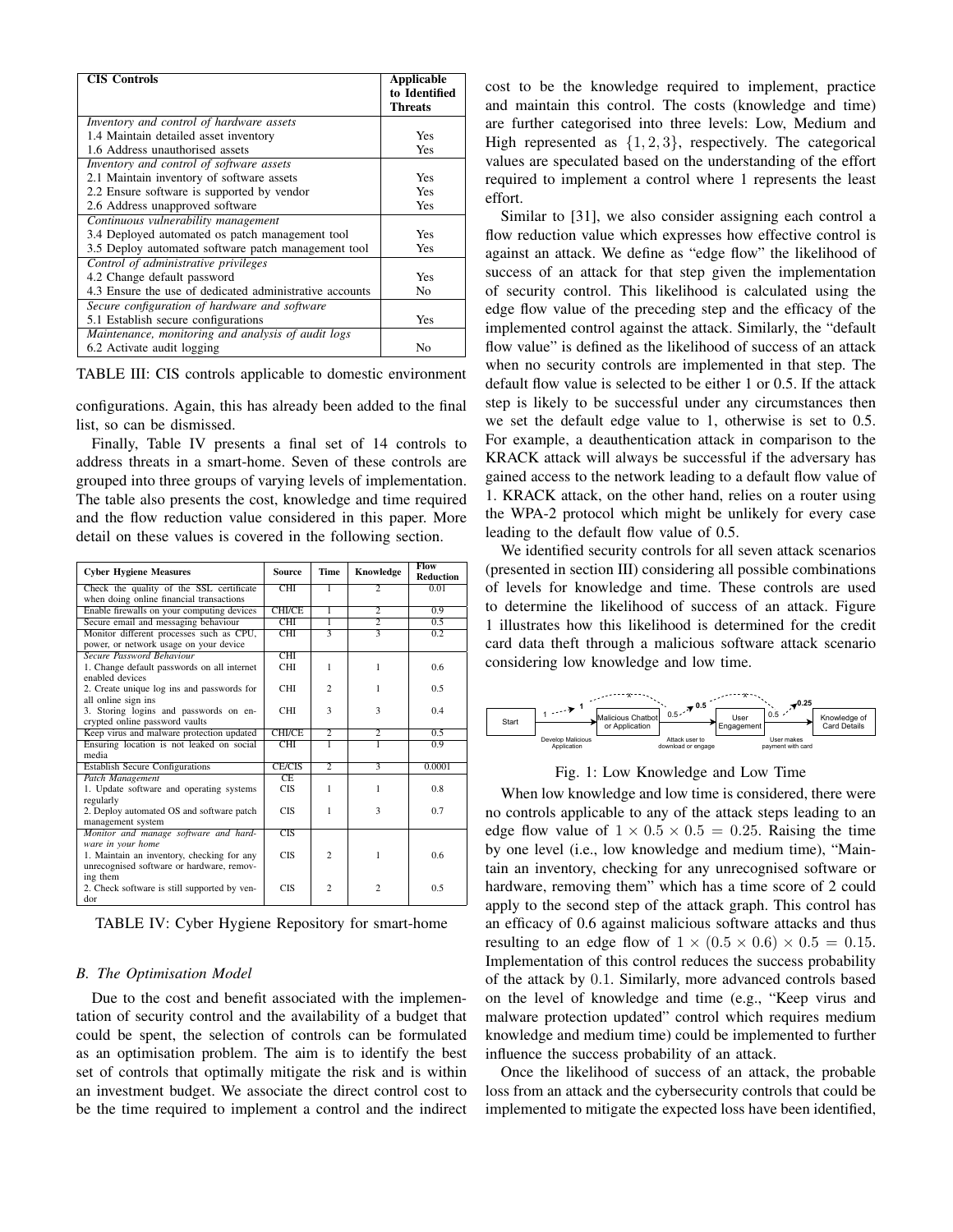| CIS Controls | Applicable to Identified Threats |
|---|---|
| *Inventory and control of hardware assets* | |
| 1.4 Maintain detailed asset inventory | Yes |
| 1.6 Address unauthorised assets | Yes |
| *Inventory and control of software assets* | |
| 2.1 Maintain inventory of software assets | Yes |
| 2.2 Ensure software is supported by vendor | Yes |
| 2.6 Address unapproved software | Yes |
| *Continuous vulnerability management* | |
| 3.4 Deployed automated os patch management tool | Yes |
| 3.5 Deploy automated software patch management tool | Yes |
| *Control of administrative privileges* | |
| 4.2 Change default password | Yes |
| 4.3 Ensure the use of dedicated administrative accounts | No |
| *Secure configuration of hardware and software* | |
| 5.1 Establish secure configurations | Yes |
| *Maintenance, monitoring and analysis of audit logs* | |
| 6.2 Activate audit logging | No |

TABLE III: CIS controls applicable to domestic environment

configurations. Again, this has already been added to the final list, so can be dismissed.

Finally, Table IV presents a final set of 14 controls to address threats in a smart-home. Seven of these controls are grouped into three groups of varying levels of implementation. The table also presents the cost, knowledge and time required and the flow reduction value considered in this paper. More detail on these values is covered in the following section.

| Cyber Hygiene Measures | Source | Time | Knowledge | Flow Reduction |
|---|---|---|---|---|
| Check the quality of the SSL certificate when doing online financial transactions | CHI | 1 | 2 | 0.01 |
| Enable firewalls on your computing devices | CHI/CE | 1 | 2 | 0.9 |
| Secure email and messaging behaviour | CHI | 1 | 2 | 0.5 |
| Monitor different processes such as CPU, power, or network usage on your device | CHI | 3 | 3 | 0.2 |
| *Secure Password Behaviour* | CHI | | | |
| 1. Change default passwords on all internet enabled devices | CHI | 1 | 1 | 0.6 |
| 2. Create unique log ins and passwords for all online sign ins | CHI | 2 | 1 | 0.5 |
| 3. Storing logins and passwords on encrypted online password vaults | CHI | 3 | 3 | 0.4 |
| Keep virus and malware protection updated | CHI/CE | 2 | 2 | 0.5 |
| Ensuring location is not leaked on social media | CHI | 1 | 1 | 0.9 |
| Establish Secure Configurations | CE/CIS | 2 | 3 | 0.0001 |
| *Patch Management* | CE | | | |
| 1. Update software and operating systems regularly | CIS | 1 | 1 | 0.8 |
| 2. Deploy automated OS and software patch management system | CIS | 1 | 3 | 0.7 |
| *Monitor and manage software and hardware in your home* | CIS | | | |
| 1. Maintain an inventory, checking for any unrecognised software or hardware, removing them | CIS | 2 | 1 | 0.6 |
| 2. Check software is still supported by vendor | CIS | 2 | 2 | 0.5 |

TABLE IV: Cyber Hygiene Repository for smart-home

### B. The Optimisation Model

Due to the cost and benefit associated with the implementation of security control and the availability of a budget that could be spent, the selection of controls can be formulated as an optimisation problem. The aim is to identify the best set of controls that optimally mitigate the risk and is within an investment budget. We associate the direct control cost to be the time required to implement a control and the indirect cost to be the knowledge required to implement, practice and maintain this control. The costs (knowledge and time) are further categorised into three levels: Low, Medium and High represented as $\{1, 2, 3\}$, respectively. The categorical values are speculated based on the understanding of the effort required to implement a control where 1 represents the least effort.

Similar to [31], we also consider assigning each control a flow reduction value which expresses how effective control is against an attack. We define as "edge flow" the likelihood of success of an attack for that step given the implementation of security control. This likelihood is calculated using the edge flow value of the preceding step and the efficacy of the implemented control against the attack. Similarly, the "default flow value" is defined as the likelihood of success of an attack when no security controls are implemented in that step. The default flow value is selected to be either 1 or 0.5. If the attack step is likely to be successful under any circumstances then we set the default edge value to 1, otherwise is set to 0.5. For example, a deauthentication attack in comparison to the KRACK attack will always be successful if the adversary has gained access to the network leading to a default flow value of 1. KRACK attack, on the other hand, relies on a router using the WPA-2 protocol which might be unlikely for every case leading to the default flow value of 0.5.

We identified security controls for all seven attack scenarios (presented in section III) considering all possible combinations of levels for knowledge and time. These controls are used to determine the likelihood of success of an attack. Figure 1 illustrates how this likelihood is determined for the credit card data theft through a malicious software attack scenario considering low knowledge and low time.

Start
1
1
Develop Malicious Application
Malicious Chatbot or Application
0.5
0.5
Attack user to download or engage
User Engagement
0.5
0.25
User makes payment with card
Knowledge of Card Details

Fig. 1: Low Knowledge and Low Time

When low knowledge and low time is considered, there were no controls applicable to any of the attack steps leading to an edge flow value of $1 \times 0.5 \times 0.5 = 0.25$. Raising the time by one level (i.e., low knowledge and medium time), "Maintain an inventory, checking for any unrecognised software or hardware, removing them" which has a time score of 2 could apply to the second step of the attack graph. This control has an efficacy of 0.6 against malicious software attacks and thus resulting to an edge flow of $1 \times (0.5 \times 0.6) \times 0.5 = 0.15$. Implementation of this control reduces the success probability of the attack by 0.1. Similarly, more advanced controls based on the level of knowledge and time (e.g., "Keep virus and malware protection updated" control which requires medium knowledge and medium time) could be implemented to further influence the success probability of an attack.

Once the likelihood of success of an attack, the probable loss from an attack and the cybersecurity controls that could be implemented to mitigate the expected loss have been identified,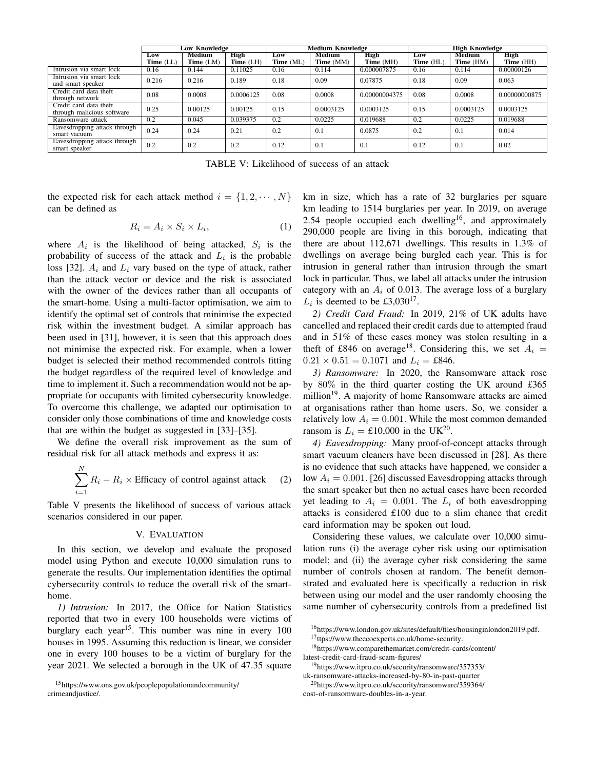| | Low Knowledge | | | Medium Knowledge | | | High Knowledge | | |
|---|---|---|---|---|---|---|---|---|---|
| | Low Time (LL) | Medium Time (LM) | High Time (LH) | Low Time (ML) | Medium Time (MM) | High Time (MH) | Low Time (HL) | Medium Time (HM) | High Time (HH) |
| Intrusion via smart lock | 0.16 | 0.144 | 0.11025 | 0.16 | 0.114 | 0.000007875 | 0.16 | 0.114 | 0.00000126 |
| Intrusion via smart lock and smart speaker | 0.216 | 0.216 | 0.189 | 0.18 | 0.09 | 0.07875 | 0.18 | 0.09 | 0.063 |
| Credit card data theft through network | 0.08 | 0.0008 | 0.0006125 | 0.08 | 0.0008 | 0.00000004375 | 0.08 | 0.0008 | 0.00000000875 |
| Credit card data theft through malicious software | 0.25 | 0.00125 | 0.00125 | 0.15 | 0.0003125 | 0.0003125 | 0.15 | 0.0003125 | 0.0003125 |
| Ransomware attack | 0.2 | 0.045 | 0.039375 | 0.2 | 0.0225 | 0.019688 | 0.2 | 0.0225 | 0.019688 |
| Eavesdropping attack through smart vacuum | 0.24 | 0.24 | 0.21 | 0.2 | 0.1 | 0.0875 | 0.2 | 0.1 | 0.014 |
| Eavesdropping attack through smart speaker | 0.2 | 0.2 | 0.2 | 0.12 | 0.1 | 0.1 | 0.12 | 0.1 | 0.02 |

TABLE V: Likelihood of success of an attack

the expected risk for each attack method $i = \{1, 2, \cdots, N\}$ can be defined as

$$R_i = A_i \times S_i \times L_i, \tag{1}$$

where $A_i$ is the likelihood of being attacked, $S_i$ is the probability of success of the attack and $L_i$ is the probable loss [32]. $A_i$ and $L_i$ vary based on the type of attack, rather than the attack vector or device and the risk is associated with the owner of the devices rather than all occupants of the smart-home. Using a multi-factor optimisation, we aim to identify the optimal set of controls that minimise the expected risk within the investment budget. A similar approach has been used in [31], however, it is seen that this approach does not minimise the expected risk. For example, when a lower budget is selected their method recommended controls fitting the budget regardless of the required level of knowledge and time to implement it. Such a recommendation would not be appropriate for occupants with limited cybersecurity knowledge. To overcome this challenge, we adapted our optimisation to consider only those combinations of time and knowledge costs that are within the budget as suggested in [33]–[35].

We define the overall risk improvement as the sum of residual risk for all attack methods and express it as:

$$\sum_{i=1}^{N} R_i - R_i \times \text{Efficacy of control against attack} \tag{2}$$

Table V presents the likelihood of success of various attack scenarios considered in our paper.

## V. Evaluation

In this section, we develop and evaluate the proposed model using Python and execute 10,000 simulation runs to generate the results. Our implementation identifies the optimal cybersecurity controls to reduce the overall risk of the smart-home.

*1) Intrusion:* In 2017, the Office for Nation Statistics reported that two in every 100 households were victims of burglary each year[15]. This number was nine in every 100 houses in 1995. Assuming this reduction is linear, we consider one in every 100 houses to be a victim of burglary for the year 2021. We selected a borough in the UK of 47.35 square km in size, which has a rate of 32 burglaries per square km leading to 1514 burglaries per year. In 2019, on average 2.54 people occupied each dwelling[16], and approximately 290,000 people are living in this borough, indicating that there are about 112,671 dwellings. This results in 1.3% of dwellings on average being burgled each year. This is for intrusion in general rather than intrusion through the smart lock in particular. Thus, we label all attacks under the intrusion category with an $A_i$ of 0.013. The average loss of a burglary $L_i$ is deemed to be £3,030[17].

*2) Credit Card Fraud:* In 2019, 21% of UK adults have cancelled and replaced their credit cards due to attempted fraud and in 51% of these cases money was stolen resulting in a theft of £846 on average[18]. Considering this, we set $A_i = 0.21 \times 0.51 = 0.1071$ and $L_i =$ £846.

*3) Ransomware:* In 2020, the Ransomware attack rose by 80% in the third quarter costing the UK around £365 million[19]. A majority of home Ransomware attacks are aimed at organisations rather than home users. So, we consider a relatively low $A_i = 0.001$. While the most common demanded ransom is $L_i =$ £10,000 in the UK[20].

*4) Eavesdropping:* Many proof-of-concept attacks through smart vacuum cleaners have been discussed in [28]. As there is no evidence that such attacks have happened, we consider a low $A_i = 0.001$. [26] discussed Eavesdropping attacks through the smart speaker but then no actual cases have been recorded yet leading to $A_i = 0.001$. The $L_i$ of both eavesdropping attacks is considered £100 due to a slim chance that credit card information may be spoken out loud.

Considering these values, we calculate over 10,000 simulation runs (i) the average cyber risk using our optimisation model; and (ii) the average cyber risk considering the same number of controls chosen at random. The benefit demonstrated and evaluated here is specifically a reduction in risk between using our model and the user randomly choosing the same number of cybersecurity controls from a predefined list

[15] https://www.ons.gov.uk/peoplepopulationandcommunity/crimeandjustice/.

[16] https://www.london.gov.uk/sites/default/files/housinginlondon2019.pdf.

[17] ttps://www.theecoexperts.co.uk/home-security.

[18] https://www.comparethemarket.com/credit-cards/content/latest-credit-card-fraud-scam-figures/

[19] https://www.itpro.co.uk/security/ransomware/357353/uk-ransomware-attacks-increased-by-80-in-past-quarter

[20] https://www.itpro.co.uk/security/ransomware/359364/cost-of-ransomware-doubles-in-a-year.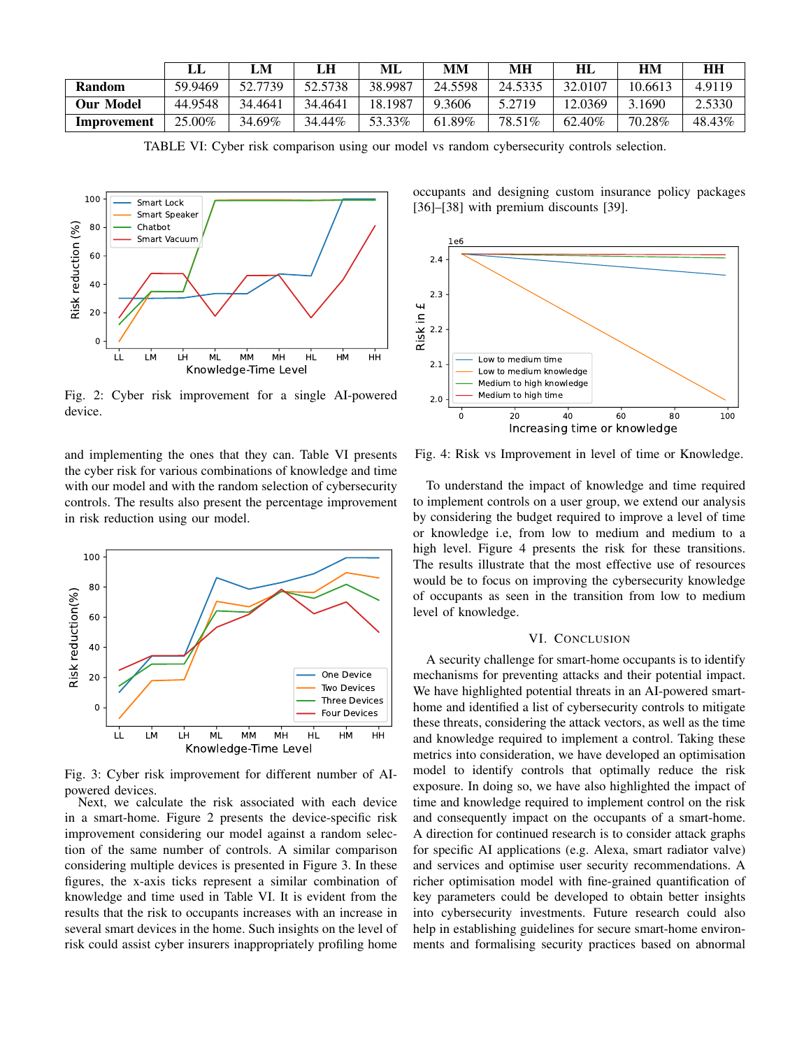| | LL | LM | LH | ML | MM | MH | HL | HM | HH |
|---|---|---|---|---|---|---|---|---|---|
| **Random** | 59.9469 | 52.7739 | 52.5738 | 38.9987 | 24.5598 | 24.5335 | 32.0107 | 10.6613 | 4.9119 |
| **Our Model** | 44.9548 | 34.4641 | 34.4641 | 18.1987 | 9.3606 | 5.2719 | 12.0369 | 3.1690 | 2.5330 |
| **Improvement** | 25.00% | 34.69% | 34.44% | 53.33% | 61.89% | 78.51% | 62.40% | 70.28% | 48.43% |

TABLE VI: Cyber risk comparison using our model vs random cybersecurity controls selection.

Risk reduction (%)
Smart Lock
Smart Speaker
Chatbot
Smart Vacuum
0
20
40
60
80
100
LL LM LH ML MM MH HL HM HH
Knowledge-Time Level

Fig. 2: Cyber risk improvement for a single AI-powered device.

and implementing the ones that they can. Table VI presents the cyber risk for various combinations of knowledge and time with our model and with the random selection of cybersecurity controls. The results also present the percentage improvement in risk reduction using our model.

Risk reduction(%)
One Device
Two Devices
Three Devices
Four Devices
0
20
40
60
80
100
LL LM LH ML MM MH HL HM HH
Knowledge-Time Level

Fig. 3: Cyber risk improvement for different number of AI-powered devices.

Next, we calculate the risk associated with each device in a smart-home. Figure 2 presents the device-specific risk improvement considering our model against a random selection of the same number of controls. A similar comparison considering multiple devices is presented in Figure 3. In these figures, the x-axis ticks represent a similar combination of knowledge and time used in Table VI. It is evident from the results that the risk to occupants increases with an increase in several smart devices in the home. Such insights on the level of risk could assist cyber insurers inappropriately profiling home occupants and designing custom insurance policy packages [36]–[38] with premium discounts [39].

1e6
Risk in £
2.0
2.1
2.2
2.3
2.4
0 20 40 60 80 100
Increasing time or knowledge
Low to medium time
Low to medium knowledge
Medium to high knowledge
Medium to high time

Fig. 4: Risk vs Improvement in level of time or Knowledge.

To understand the impact of knowledge and time required to implement controls on a user group, we extend our analysis by considering the budget required to improve a level of time or knowledge i.e, from low to medium and medium to a high level. Figure 4 presents the risk for these transitions. The results illustrate that the most effective use of resources would be to focus on improving the cybersecurity knowledge of occupants as seen in the transition from low to medium level of knowledge.

## VI. Conclusion

A security challenge for smart-home occupants is to identify mechanisms for preventing attacks and their potential impact. We have highlighted potential threats in an AI-powered smart-home and identified a list of cybersecurity controls to mitigate these threats, considering the attack vectors, as well as the time and knowledge required to implement a control. Taking these metrics into consideration, we have developed an optimisation model to identify controls that optimally reduce the risk exposure. In doing so, we have also highlighted the impact of time and knowledge required to implement control on the risk and consequently impact on the occupants of a smart-home. A direction for continued research is to consider attack graphs for specific AI applications (e.g. Alexa, smart radiator valve) and services and optimise user security recommendations. A richer optimisation model with fine-grained quantification of key parameters could be developed to obtain better insights into cybersecurity investments. Future research could also help in establishing guidelines for secure smart-home environments and formalising security practices based on abnormal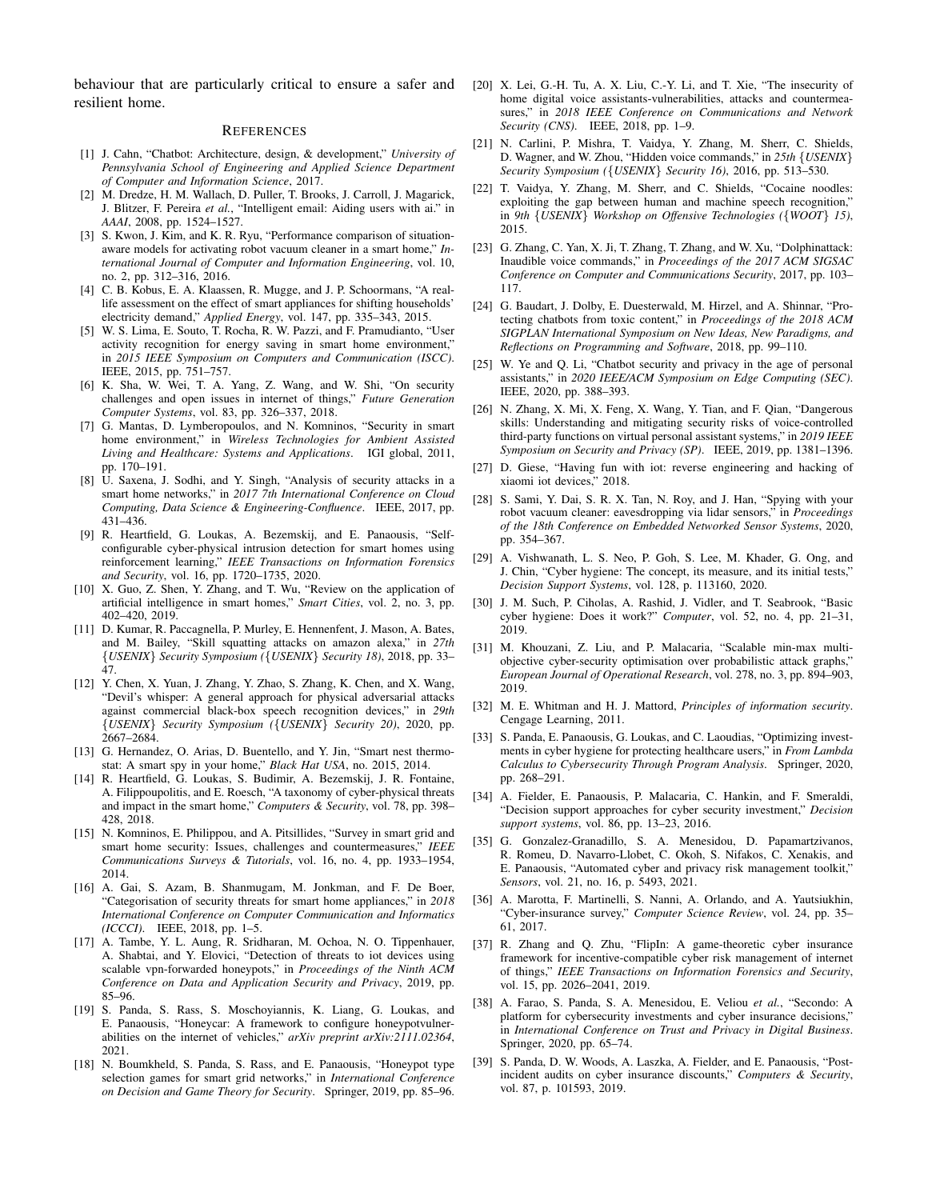behaviour that are particularly critical to ensure a safer and resilient home.

## References

[1] J. Cahn, "Chatbot: Architecture, design, & development," *University of Pennsylvania School of Engineering and Applied Science Department of Computer and Information Science*, 2017.

[2] M. Dredze, H. M. Wallach, D. Puller, T. Brooks, J. Carroll, J. Magarick, J. Blitzer, F. Pereira *et al.*, "Intelligent email: Aiding users with ai." in *AAAI*, 2008, pp. 1524–1527.

[3] S. Kwon, J. Kim, and K. R. Ryu, "Performance comparison of situation-aware models for activating robot vacuum cleaner in a smart home," *International Journal of Computer and Information Engineering*, vol. 10, no. 2, pp. 312–316, 2016.

[4] C. B. Kobus, E. A. Klaassen, R. Mugge, and J. P. Schoormans, "A real-life assessment on the effect of smart appliances for shifting households' electricity demand," *Applied Energy*, vol. 147, pp. 335–343, 2015.

[5] W. S. Lima, E. Souto, T. Rocha, R. W. Pazzi, and F. Pramudianto, "User activity recognition for energy saving in smart home environment," in *2015 IEEE Symposium on Computers and Communication (ISCC)*. IEEE, 2015, pp. 751–757.

[6] K. Sha, W. Wei, T. A. Yang, Z. Wang, and W. Shi, "On security challenges and open issues in internet of things," *Future Generation Computer Systems*, vol. 83, pp. 326–337, 2018.

[7] G. Mantas, D. Lymberopoulos, and N. Komninos, "Security in smart home environment," in *Wireless Technologies for Ambient Assisted Living and Healthcare: Systems and Applications*. IGI global, 2011, pp. 170–191.

[8] U. Saxena, J. Sodhi, and Y. Singh, "Analysis of security attacks in a smart home networks," in *2017 7th International Conference on Cloud Computing, Data Science & Engineering-Confluence*. IEEE, 2017, pp. 431–436.

[9] R. Heartfield, G. Loukas, A. Bezemskij, and E. Panaousis, "Self-configurable cyber-physical intrusion detection for smart homes using reinforcement learning," *IEEE Transactions on Information Forensics and Security*, vol. 16, pp. 1720–1735, 2020.

[10] X. Guo, Z. Shen, Y. Zhang, and T. Wu, "Review on the application of artificial intelligence in smart homes," *Smart Cities*, vol. 2, no. 3, pp. 402–420, 2019.

[11] D. Kumar, R. Paccagnella, P. Murley, E. Hennenfent, J. Mason, A. Bates, and M. Bailey, "Skill squatting attacks on amazon alexa," in *27th {USENIX} Security Symposium ({USENIX} Security 18)*, 2018, pp. 33–47.

[12] Y. Chen, X. Yuan, J. Zhang, Y. Zhao, S. Zhang, K. Chen, and X. Wang, "Devil's whisper: A general approach for physical adversarial attacks against commercial black-box speech recognition devices," in *29th {USENIX} Security Symposium ({USENIX} Security 20)*, 2020, pp. 2667–2684.

[13] G. Hernandez, O. Arias, D. Buentello, and Y. Jin, "Smart nest thermostat: A smart spy in your home," *Black Hat USA*, no. 2015, 2014.

[14] R. Heartfield, G. Loukas, S. Budimir, A. Bezemskij, J. R. Fontaine, A. Filippoupolitis, and E. Roesch, "A taxonomy of cyber-physical threats and impact in the smart home," *Computers & Security*, vol. 78, pp. 398–428, 2018.

[15] N. Komninos, E. Philippou, and A. Pitsillides, "Survey in smart grid and smart home security: Issues, challenges and countermeasures," *IEEE Communications Surveys & Tutorials*, vol. 16, no. 4, pp. 1933–1954, 2014.

[16] A. Gai, S. Azam, B. Shanmugam, M. Jonkman, and F. De Boer, "Categorisation of security threats for smart home appliances," in *2018 International Conference on Computer Communication and Informatics (ICCCI)*. IEEE, 2018, pp. 1–5.

[17] A. Tambe, Y. L. Aung, R. Sridharan, M. Ochoa, N. O. Tippenhauer, A. Shabtai, and Y. Elovici, "Detection of threats to iot devices using scalable vpn-forwarded honeypots," in *Proceedings of the Ninth ACM Conference on Data and Application Security and Privacy*, 2019, pp. 85–96.

[19] S. Panda, S. Rass, S. Moschoyiannis, K. Liang, G. Loukas, and E. Panaousis, "Honeycar: A framework to configure honeypotvulnerabilities on the internet of vehicles," *arXiv preprint arXiv:2111.02364*, 2021.

[18] N. Boumkheld, S. Panda, S. Rass, and E. Panaousis, "Honeypot type selection games for smart grid networks," in *International Conference on Decision and Game Theory for Security*. Springer, 2019, pp. 85–96.

[20] X. Lei, G.-H. Tu, A. X. Liu, C.-Y. Li, and T. Xie, "The insecurity of home digital voice assistants-vulnerabilities, attacks and countermeasures," in *2018 IEEE Conference on Communications and Network Security (CNS)*. IEEE, 2018, pp. 1–9.

[21] N. Carlini, P. Mishra, T. Vaidya, Y. Zhang, M. Sherr, C. Shields, D. Wagner, and W. Zhou, "Hidden voice commands," in *25th {USENIX} Security Symposium ({USENIX} Security 16)*, 2016, pp. 513–530.

[22] T. Vaidya, Y. Zhang, M. Sherr, and C. Shields, "Cocaine noodles: exploiting the gap between human and machine speech recognition," in *9th {USENIX} Workshop on Offensive Technologies ({WOOT} 15)*, 2015.

[23] G. Zhang, C. Yan, X. Ji, T. Zhang, T. Zhang, and W. Xu, "Dolphinattack: Inaudible voice commands," in *Proceedings of the 2017 ACM SIGSAC Conference on Computer and Communications Security*, 2017, pp. 103–117.

[24] G. Baudart, J. Dolby, E. Duesterwald, M. Hirzel, and A. Shinnar, "Protecting chatbots from toxic content," in *Proceedings of the 2018 ACM SIGPLAN International Symposium on New Ideas, New Paradigms, and Reflections on Programming and Software*, 2018, pp. 99–110.

[25] W. Ye and Q. Li, "Chatbot security and privacy in the age of personal assistants," in *2020 IEEE/ACM Symposium on Edge Computing (SEC)*. IEEE, 2020, pp. 388–393.

[26] N. Zhang, X. Mi, X. Feng, X. Wang, Y. Tian, and F. Qian, "Dangerous skills: Understanding and mitigating security risks of voice-controlled third-party functions on virtual personal assistant systems," in *2019 IEEE Symposium on Security and Privacy (SP)*. IEEE, 2019, pp. 1381–1396.

[27] D. Giese, "Having fun with iot: reverse engineering and hacking of xiaomi iot devices," 2018.

[28] S. Sami, Y. Dai, S. R. X. Tan, N. Roy, and J. Han, "Spying with your robot vacuum cleaner: eavesdropping via lidar sensors," in *Proceedings of the 18th Conference on Embedded Networked Sensor Systems*, 2020, pp. 354–367.

[29] A. Vishwanath, L. S. Neo, P. Goh, S. Lee, M. Khader, G. Ong, and J. Chin, "Cyber hygiene: The concept, its measure, and its initial tests," *Decision Support Systems*, vol. 128, p. 113160, 2020.

[30] J. M. Such, P. Ciholas, A. Rashid, J. Vidler, and T. Seabrook, "Basic cyber hygiene: Does it work?" *Computer*, vol. 52, no. 4, pp. 21–31, 2019.

[31] M. Khouzani, Z. Liu, and P. Malacaria, "Scalable min-max multi-objective cyber-security optimisation over probabilistic attack graphs," *European Journal of Operational Research*, vol. 278, no. 3, pp. 894–903, 2019.

[32] M. E. Whitman and H. J. Mattord, *Principles of information security*. Cengage Learning, 2011.

[33] S. Panda, E. Panaousis, G. Loukas, and C. Laoudias, "Optimizing investments in cyber hygiene for protecting healthcare users," in *From Lambda Calculus to Cybersecurity Through Program Analysis*. Springer, 2020, pp. 268–291.

[34] A. Fielder, E. Panaousis, P. Malacaria, C. Hankin, and F. Smeraldi, "Decision support approaches for cyber security investment," *Decision support systems*, vol. 86, pp. 13–23, 2016.

[35] G. Gonzalez-Granadillo, S. A. Menesidou, D. Papamartzivanos, R. Romeu, D. Navarro-Llobet, C. Okoh, S. Nifakos, C. Xenakis, and E. Panaousis, "Automated cyber and privacy risk management toolkit," *Sensors*, vol. 21, no. 16, p. 5493, 2021.

[36] A. Marotta, F. Martinelli, S. Nanni, A. Orlando, and A. Yautsiukhin, "Cyber-insurance survey," *Computer Science Review*, vol. 24, pp. 35–61, 2017.

[37] R. Zhang and Q. Zhu, "FlipIn: A game-theoretic cyber insurance framework for incentive-compatible cyber risk management of internet of things," *IEEE Transactions on Information Forensics and Security*, vol. 15, pp. 2026–2041, 2019.

[38] A. Farao, S. Panda, S. A. Menesidou, E. Veliou *et al.*, "Secondo: A platform for cybersecurity investments and cyber insurance decisions," in *International Conference on Trust and Privacy in Digital Business*. Springer, 2020, pp. 65–74.

[39] S. Panda, D. W. Woods, A. Laszka, A. Fielder, and E. Panaousis, "Post-incident audits on cyber insurance discounts," *Computers & Security*, vol. 87, p. 101593, 2019.